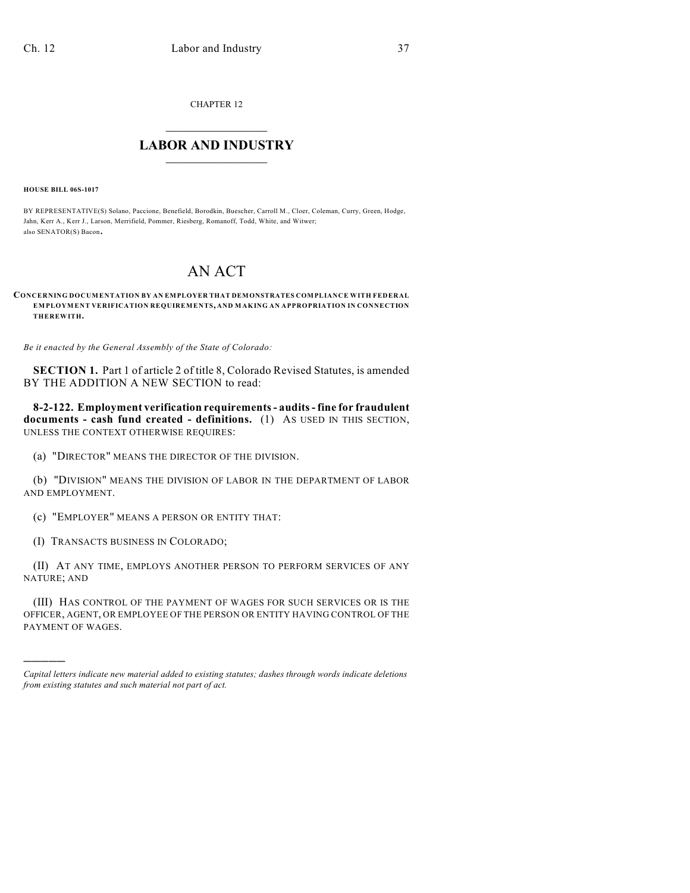CHAPTER 12

# LABOR AND INDUSTRY

**HOUSE BILL 06S-1017**

BY REPRESENTATIVE(S) Solano, Paccione, Benefield, Borodkin, Buescher, Carroll M., Cloer, Coleman, Curry, Green, Hodge, Jahn, Kerr A., Kerr J., Larson, Merrifield, Pommer, Riesberg, Romanoff, Todd, White, and Witwer; also SENATOR(S) Bacon.

# AN ACT

**CONCERNING DOCUMENTATION BY AN EMPLOYER THAT DEMONSTRATES COMPLIANCE WITH FEDERAL EMPLOYMENT VERIFICATION REQUIREMENTS, AND MAKING AN APPROPRIATION IN CONNECTION THEREWITH.**

*Be it enacted by the General Assembly of the State of Colorado:*

**SECTION 1.** Part 1 of article 2 of title 8, Colorado Revised Statutes, is amended BY THE ADDITION A NEW SECTION to read:

**8-2-122. Employment verification requirements - audits - fine for fraudulent documents - cash fund created - definitions.** (1) AS USED IN THIS SECTION, UNLESS THE CONTEXT OTHERWISE REQUIRES:

(a) "DIRECTOR" MEANS THE DIRECTOR OF THE DIVISION.

(b) "DIVISION" MEANS THE DIVISION OF LABOR IN THE DEPARTMENT OF LABOR AND EMPLOYMENT.

(c) "EMPLOYER" MEANS A PERSON OR ENTITY THAT:

(I) TRANSACTS BUSINESS IN COLORADO;

(II) AT ANY TIME, EMPLOYS ANOTHER PERSON TO PERFORM SERVICES OF ANY NATURE; AND

(III) HAS CONTROL OF THE PAYMENT OF WAGES FOR SUCH SERVICES OR IS THE OFFICER, AGENT, OR EMPLOYEE OF THE PERSON OR ENTITY HAVING CONTROL OF THE PAYMENT OF WAGES.

---

*Capital letters indicate new material added to existing statutes; dashes through words indicate deletions from existing statutes and such material not part of act.*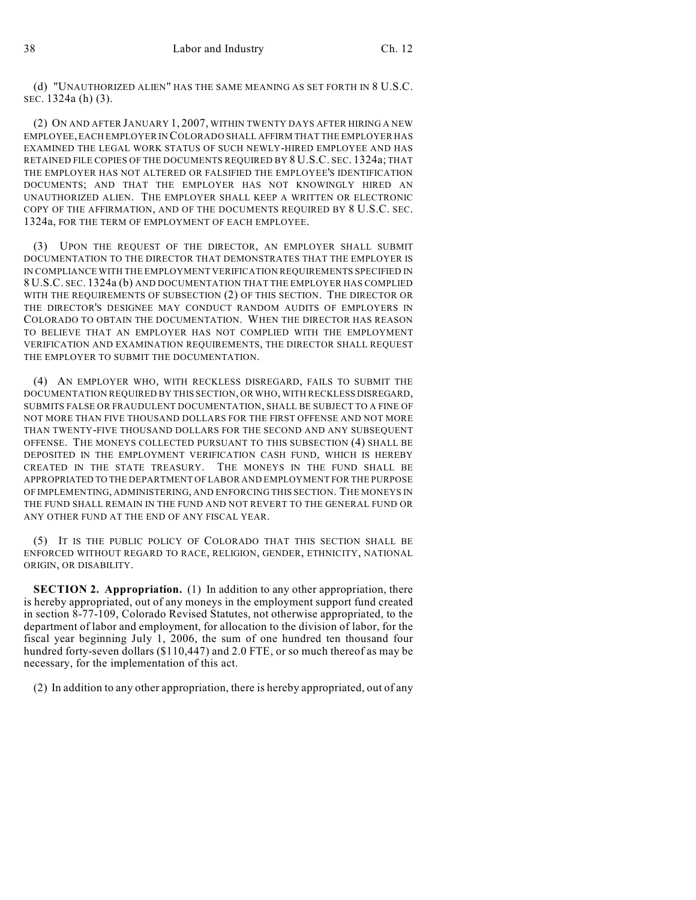(d) "UNAUTHORIZED ALIEN" HAS THE SAME MEANING AS SET FORTH IN 8 U.S.C. SEC. 1324a (h) (3).

(2) ON AND AFTER JANUARY 1, 2007, WITHIN TWENTY DAYS AFTER HIRING A NEW EMPLOYEE, EACH EMPLOYER IN COLORADO SHALL AFFIRM THAT THE EMPLOYER HAS EXAMINED THE LEGAL WORK STATUS OF SUCH NEWLY-HIRED EMPLOYEE AND HAS RETAINED FILE COPIES OF THE DOCUMENTS REQUIRED BY 8 U.S.C. SEC. 1324a; THAT THE EMPLOYER HAS NOT ALTERED OR FALSIFIED THE EMPLOYEE'S IDENTIFICATION DOCUMENTS; AND THAT THE EMPLOYER HAS NOT KNOWINGLY HIRED AN UNAUTHORIZED ALIEN. THE EMPLOYER SHALL KEEP A WRITTEN OR ELECTRONIC COPY OF THE AFFIRMATION, AND OF THE DOCUMENTS REQUIRED BY 8 U.S.C. SEC. 1324a, FOR THE TERM OF EMPLOYMENT OF EACH EMPLOYEE.

(3) UPON THE REQUEST OF THE DIRECTOR, AN EMPLOYER SHALL SUBMIT DOCUMENTATION TO THE DIRECTOR THAT DEMONSTRATES THAT THE EMPLOYER IS IN COMPLIANCE WITH THE EMPLOYMENT VERIFICATION REQUIREMENTS SPECIFIED IN 8 U.S.C. SEC. 1324a (b) AND DOCUMENTATION THAT THE EMPLOYER HAS COMPLIED WITH THE REQUIREMENTS OF SUBSECTION (2) OF THIS SECTION. THE DIRECTOR OR THE DIRECTOR'S DESIGNEE MAY CONDUCT RANDOM AUDITS OF EMPLOYERS IN COLORADO TO OBTAIN THE DOCUMENTATION. WHEN THE DIRECTOR HAS REASON TO BELIEVE THAT AN EMPLOYER HAS NOT COMPLIED WITH THE EMPLOYMENT VERIFICATION AND EXAMINATION REQUIREMENTS, THE DIRECTOR SHALL REQUEST THE EMPLOYER TO SUBMIT THE DOCUMENTATION.

(4) AN EMPLOYER WHO, WITH RECKLESS DISREGARD, FAILS TO SUBMIT THE DOCUMENTATION REQUIRED BY THIS SECTION, OR WHO, WITH RECKLESS DISREGARD, SUBMITS FALSE OR FRAUDULENT DOCUMENTATION, SHALL BE SUBJECT TO A FINE OF NOT MORE THAN FIVE THOUSAND DOLLARS FOR THE FIRST OFFENSE AND NOT MORE THAN TWENTY-FIVE THOUSAND DOLLARS FOR THE SECOND AND ANY SUBSEQUENT OFFENSE. THE MONEYS COLLECTED PURSUANT TO THIS SUBSECTION (4) SHALL BE DEPOSITED IN THE EMPLOYMENT VERIFICATION CASH FUND, WHICH IS HEREBY CREATED IN THE STATE TREASURY. THE MONEYS IN THE FUND SHALL BE APPROPRIATED TO THE DEPARTMENT OF LABOR AND EMPLOYMENT FOR THE PURPOSE OF IMPLEMENTING, ADMINISTERING, AND ENFORCING THIS SECTION. THE MONEYS IN THE FUND SHALL REMAIN IN THE FUND AND NOT REVERT TO THE GENERAL FUND OR ANY OTHER FUND AT THE END OF ANY FISCAL YEAR.

(5) IT IS THE PUBLIC POLICY OF COLORADO THAT THIS SECTION SHALL BE ENFORCED WITHOUT REGARD TO RACE, RELIGION, GENDER, ETHNICITY, NATIONAL ORIGIN, OR DISABILITY.

**SECTION 2. Appropriation.** (1) In addition to any other appropriation, there is hereby appropriated, out of any moneys in the employment support fund created in section 8-77-109, Colorado Revised Statutes, not otherwise appropriated, to the department of labor and employment, for allocation to the division of labor, for the fiscal year beginning July 1, 2006, the sum of one hundred ten thousand four hundred forty-seven dollars ($110,447) and 2.0 FTE, or so much thereof as may be necessary, for the implementation of this act.

(2) In addition to any other appropriation, there is hereby appropriated, out of any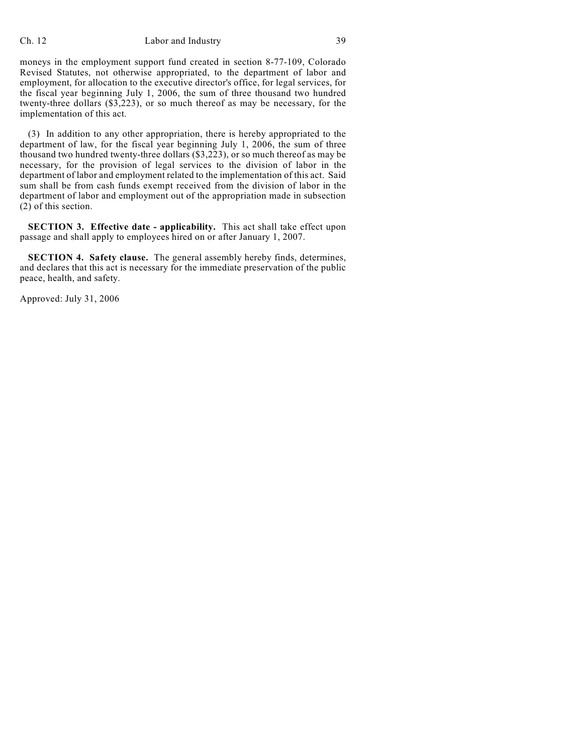moneys in the employment support fund created in section 8-77-109, Colorado Revised Statutes, not otherwise appropriated, to the department of labor and employment, for allocation to the executive director's office, for legal services, for the fiscal year beginning July 1, 2006, the sum of three thousand two hundred twenty-three dollars ($3,223), or so much thereof as may be necessary, for the implementation of this act.

(3) In addition to any other appropriation, there is hereby appropriated to the department of law, for the fiscal year beginning July 1, 2006, the sum of three thousand two hundred twenty-three dollars ($3,223), or so much thereof as may be necessary, for the provision of legal services to the division of labor in the department of labor and employment related to the implementation of this act. Said sum shall be from cash funds exempt received from the division of labor in the department of labor and employment out of the appropriation made in subsection (2) of this section.

**SECTION 3. Effective date - applicability.** This act shall take effect upon passage and shall apply to employees hired on or after January 1, 2007.

**SECTION 4. Safety clause.** The general assembly hereby finds, determines, and declares that this act is necessary for the immediate preservation of the public peace, health, and safety.

Approved: July 31, 2006